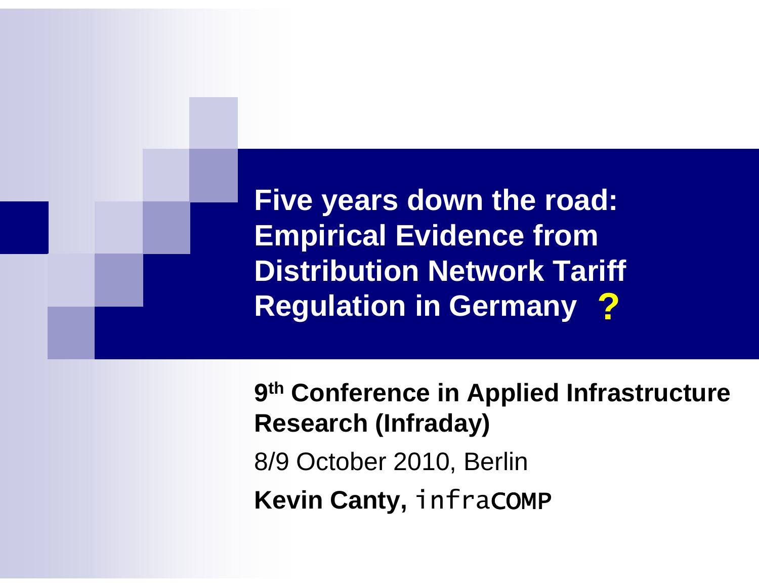# Five years down the road: Empirical Evidence from Distribution Network Tariff Regulation in Germany ?

**9th Conference in Applied Infrastructure Research (Infraday)**

8/9 October 2010, Berlin

**Kevin Canty,** infraCOMP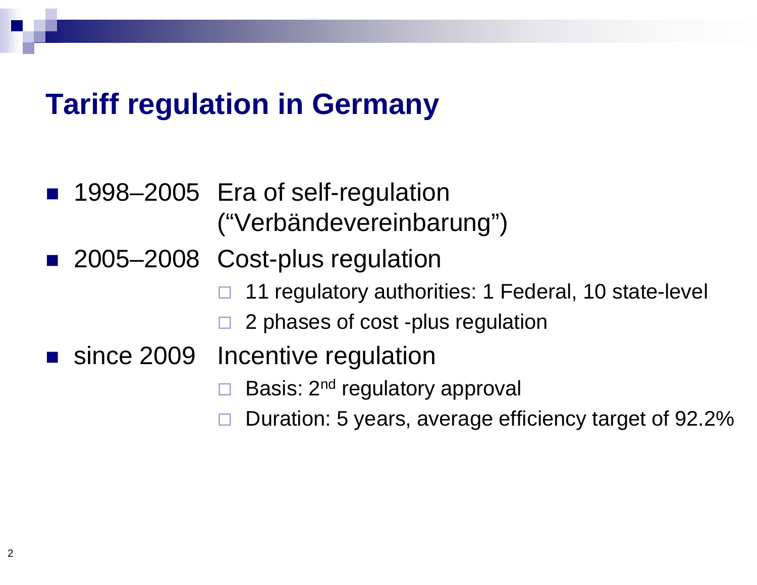# Tariff regulation in Germany

- 1998–2005 Era of self-regulation ("Verbändevereinbarung")
- 2005–2008 Cost-plus regulation
  - 11 regulatory authorities: 1 Federal, 10 state-level
  - 2 phases of cost -plus regulation
- since 2009 Incentive regulation
  - Basis: 2nd regulatory approval
  - Duration: 5 years, average efficiency target of 92.2%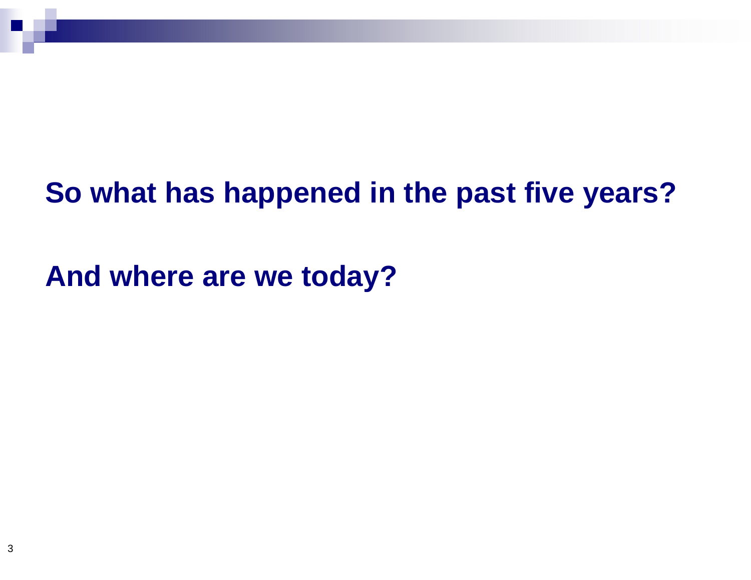**So what has happened in the past five years?**

**And where are we today?**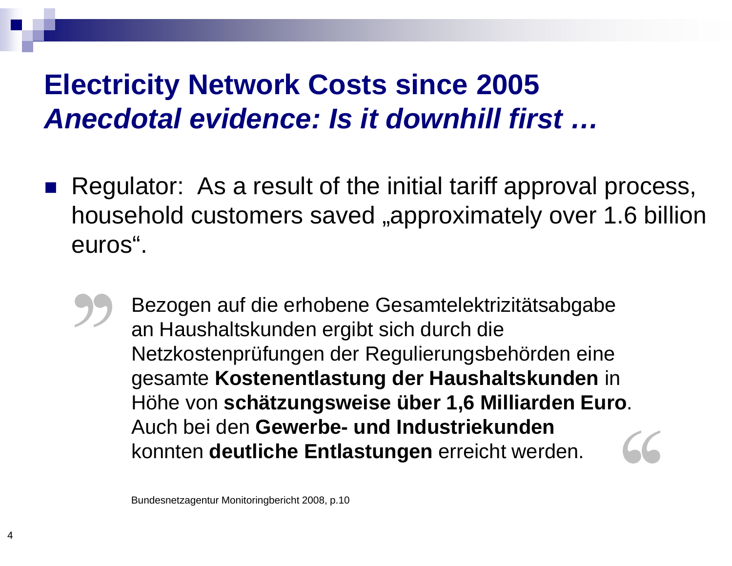# Electricity Network Costs since 2005

## *Anecdotal evidence: Is it downhill first …*

- Regulator: As a result of the initial tariff approval process, household customers saved „approximately over 1.6 billion euros".

> Bezogen auf die erhobene Gesamtelektrizitätsabgabe an Haushaltskunden ergibt sich durch die Netzkostenprüfungen der Regulierungsbehörden eine gesamte **Kostenentlastung der Haushaltskunden** in Höhe von **schätzungsweise über 1,6 Milliarden Euro**. Auch bei den **Gewerbe- und Industriekunden** konnten **deutliche Entlastungen** erreicht werden.

Bundesnetzagentur Monitoringbericht 2008, p.10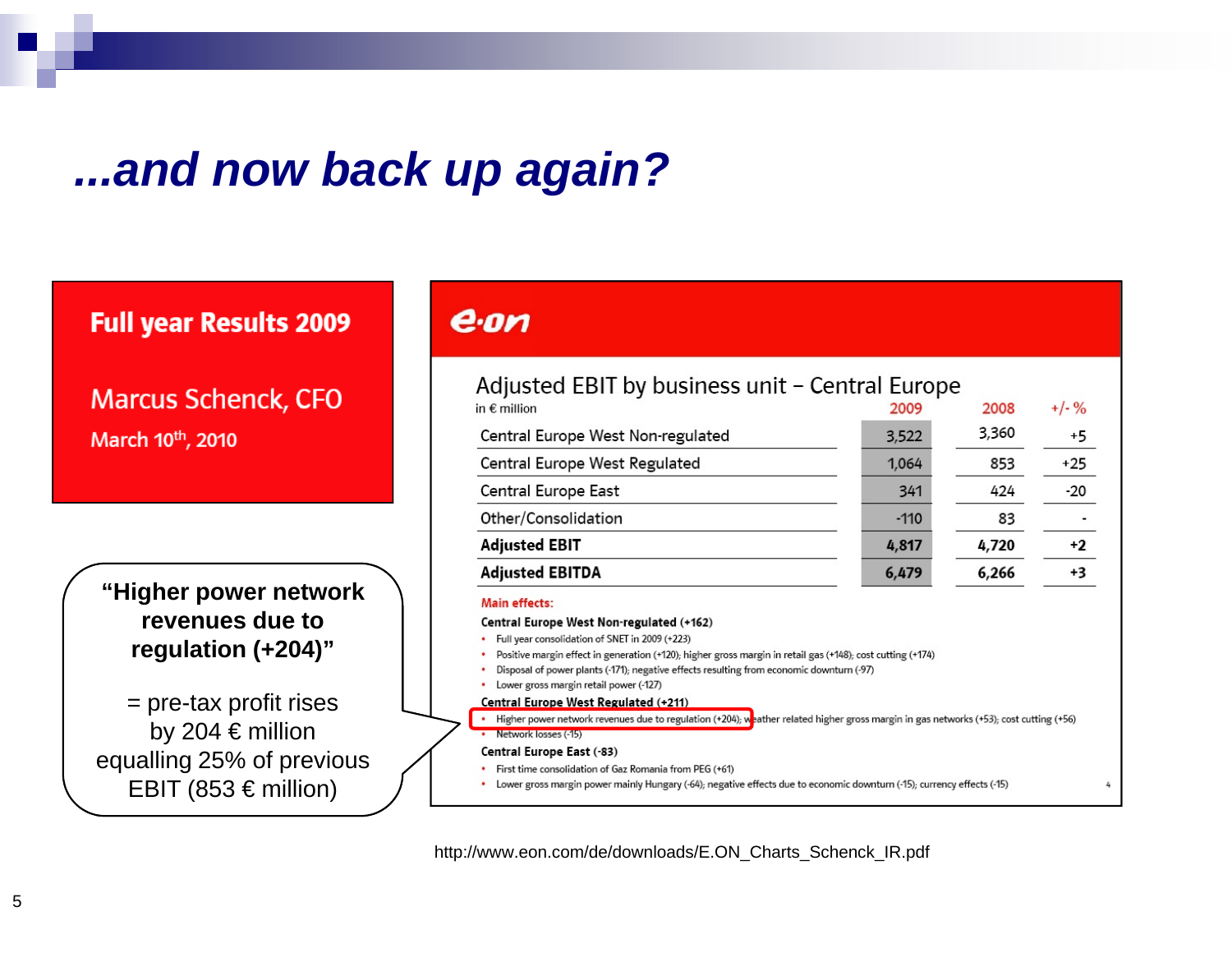# ...and now back up again?

**Full year Results 2009**

Marcus Schenck, CFO

March 10th, 2010

**e·on**

## Adjusted EBIT by business unit – Central Europe

| in € million | 2009 | 2008 | +/- % |
|---|---|---|---|
| Central Europe West Non-regulated | 3,522 | 3,360 | +5 |
| Central Europe West Regulated | 1,064 | 853 | +25 |
| Central Europe East | 341 | 424 | -20 |
| Other/Consolidation | -110 | 83 | - |
| **Adjusted EBIT** | **4,817** | **4,720** | **+2** |
| **Adjusted EBITDA** | **6,479** | **6,266** | **+3** |

**Main effects:**

**Central Europe West Non-regulated (+162)**
- Full year consolidation of SNET in 2009 (+223)
- Positive margin effect in generation (+120); higher gross margin in retail gas (+148); cost cutting (+174)
- Disposal of power plants (-171); negative effects resulting from economic downturn (-97)
- Lower gross margin retail power (-127)

**Central Europe West Regulated (+211)**
- Higher power network revenues due to regulation (+204); weather related higher gross margin in gas networks (+53); cost cutting (+56)
- Network losses (-15)

**Central Europe East (-83)**
- First time consolidation of Gaz Romania from PEG (+61)
- Lower gross margin power mainly Hungary (-64); negative effects due to economic downturn (-15); currency effects (-15)

**"Higher power network revenues due to regulation (+204)"**

= pre-tax profit rises by 204 € million equalling 25% of previous EBIT (853 € million)

http://www.eon.com/de/downloads/E.ON_Charts_Schenck_IR.pdf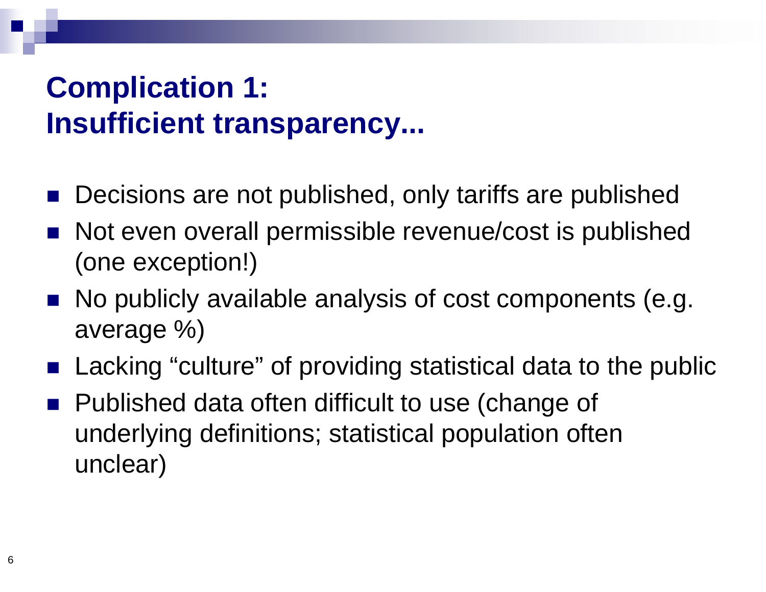# Complication 1:
# Insufficient transparency...

- Decisions are not published, only tariffs are published
- Not even overall permissible revenue/cost is published (one exception!)
- No publicly available analysis of cost components (e.g. average %)
- Lacking "culture" of providing statistical data to the public
- Published data often difficult to use (change of underlying definitions; statistical population often unclear)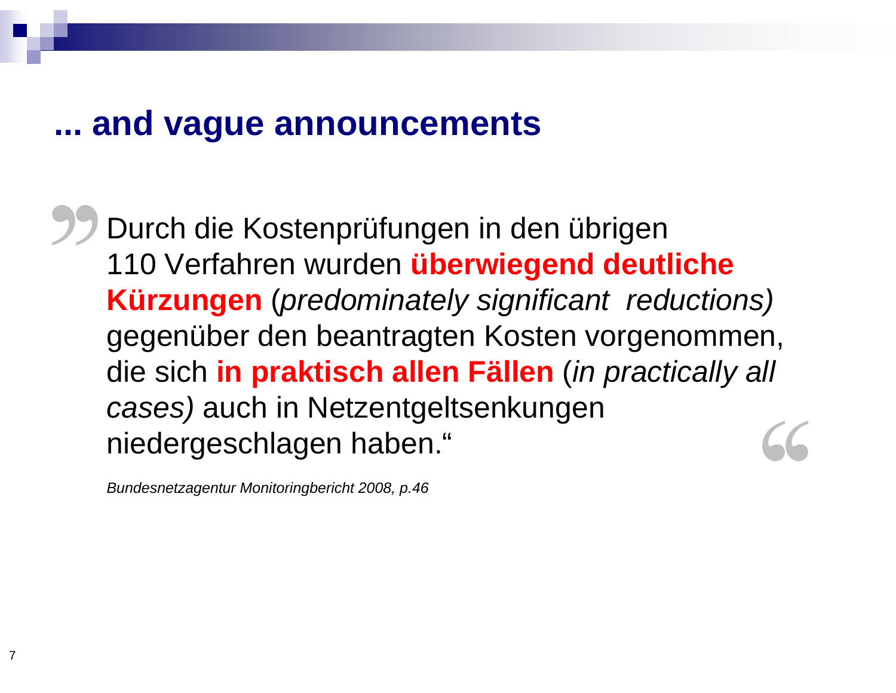## ... and vague announcements

> „Durch die Kostenprüfungen in den übrigen 110 Verfahren wurden **überwiegend deutliche Kürzungen** (*predominately significant reductions)* gegenüber den beantragten Kosten vorgenommen, die sich **in praktisch allen Fällen** (*in practically all cases)* auch in Netzentgeltsenkungen niedergeschlagen haben.“

*Bundesnetzagentur Monitoringbericht 2008, p.46*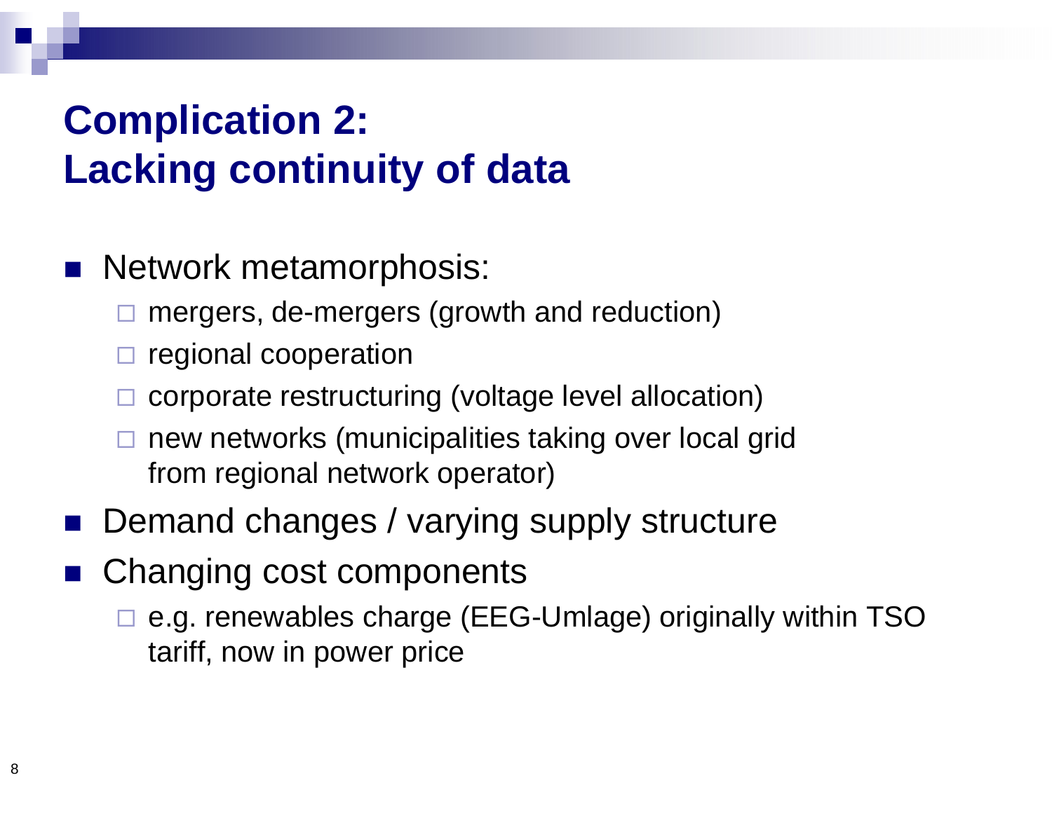# Complication 2: Lacking continuity of data

- Network metamorphosis:
  - mergers, de-mergers (growth and reduction)
  - regional cooperation
  - corporate restructuring (voltage level allocation)
  - new networks (municipalities taking over local grid from regional network operator)
- Demand changes / varying supply structure
- Changing cost components
  - e.g. renewables charge (EEG-Umlage) originally within TSO tariff, now in power price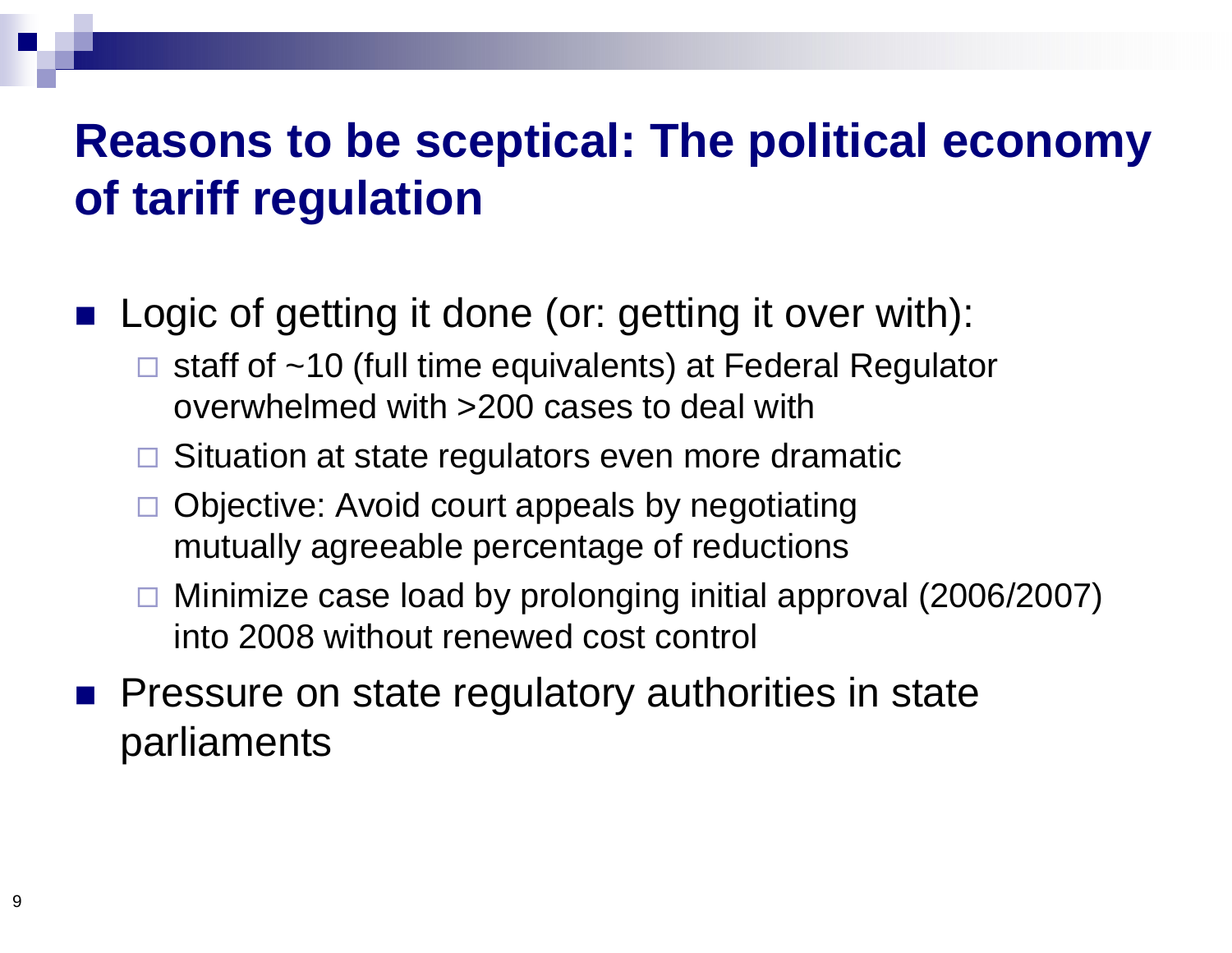# Reasons to be sceptical: The political economy of tariff regulation

- Logic of getting it done (or: getting it over with):
  - staff of ~10 (full time equivalents) at Federal Regulator overwhelmed with >200 cases to deal with
  - Situation at state regulators even more dramatic
  - Objective: Avoid court appeals by negotiating mutually agreeable percentage of reductions
  - Minimize case load by prolonging initial approval (2006/2007) into 2008 without renewed cost control
- Pressure on state regulatory authorities in state parliaments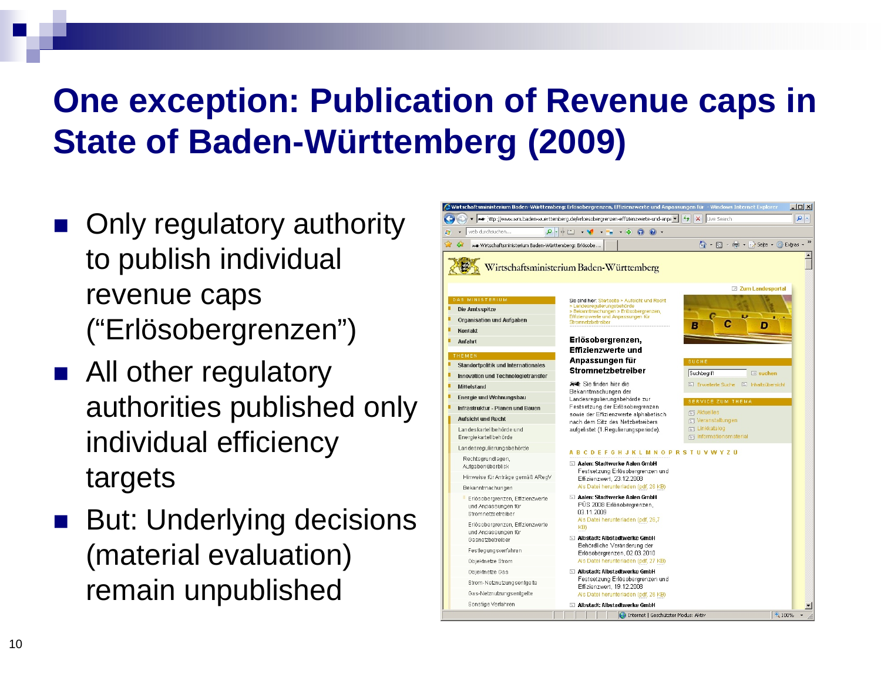# One exception: Publication of Revenue caps in State of Baden-Württemberg (2009)

- Only regulatory authority to publish individual revenue caps ("Erlösobergrenzen")
- All other regulatory authorities published only individual efficiency targets
- But: Underlying decisions (material evaluation) remain unpublished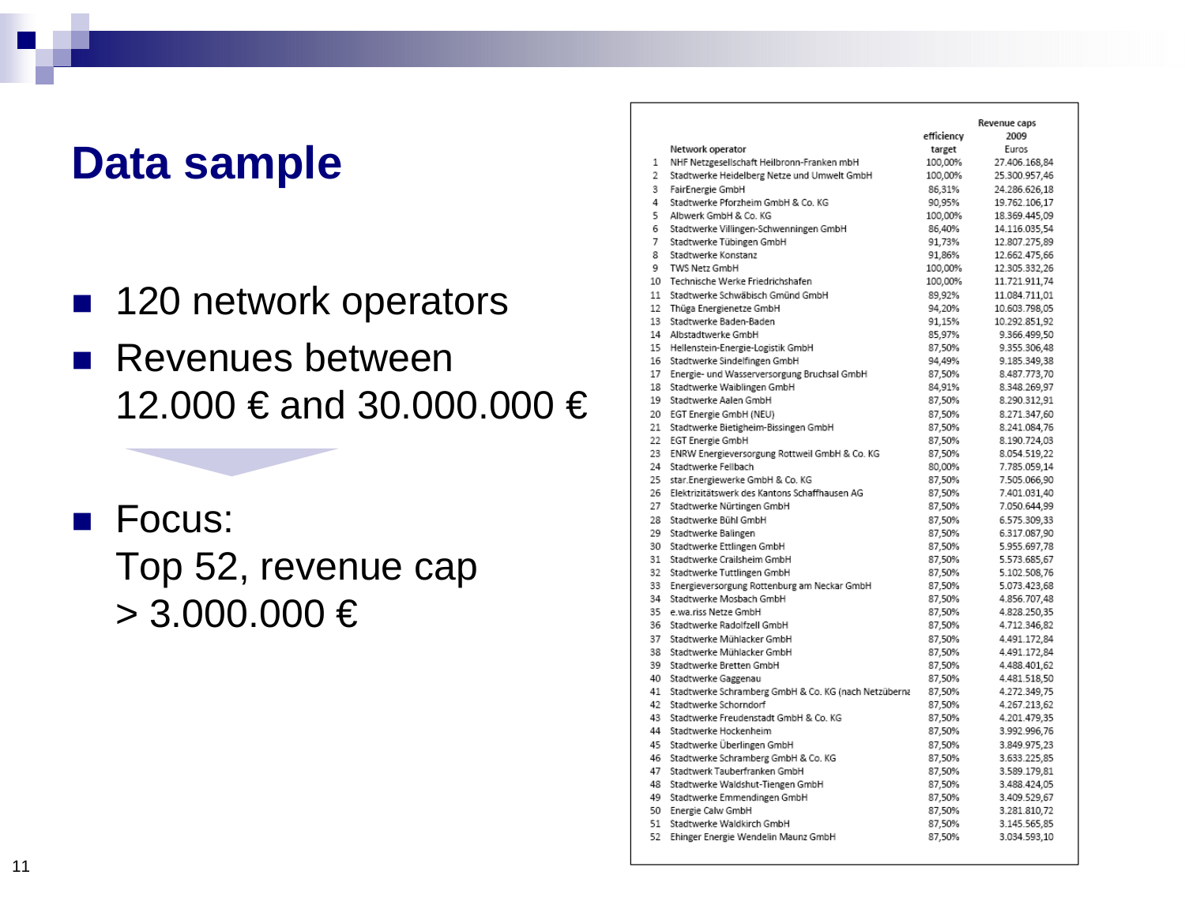# Data sample

- 120 network operators
- Revenues between 12.000 € and 30.000.000 €

- Focus: Top 52, revenue cap > 3.000.000 €

| | Network operator | efficiency target | Revenue caps 2009 Euros |
|---|---|---|---|
| 1 | NHF Netzgesellschaft Heilbronn-Franken mbH | 100,00% | 27.406.168,84 |
| 2 | Stadtwerke Heidelberg Netze und Umwelt GmbH | 100,00% | 25.300.957,46 |
| 3 | FairEnergie GmbH | 86,31% | 24.286.626,18 |
| 4 | Stadtwerke Pforzheim GmbH & Co. KG | 90,95% | 19.762.106,17 |
| 5 | Albwerk GmbH & Co. KG | 100,00% | 18.369.445,09 |
| 6 | Stadtwerke Villingen-Schwenningen GmbH | 86,40% | 14.116.035,54 |
| 7 | Stadtwerke Tübingen GmbH | 91,73% | 12.807.275,89 |
| 8 | Stadtwerke Konstanz | 91,86% | 12.662.475,66 |
| 9 | TWS Netz GmbH | 100,00% | 12.305.332,26 |
| 10 | Technische Werke Friedrichshafen | 100,00% | 11.721.911,74 |
| 11 | Stadtwerke Schwäbisch Gmünd GmbH | 89,92% | 11.084.711,01 |
| 12 | Thüga Energienetze GmbH | 94,20% | 10.603.798,05 |
| 13 | Stadtwerke Baden-Baden | 91,15% | 10.292.851,92 |
| 14 | Albstadtwerke GmbH | 85,97% | 9.366.499,50 |
| 15 | Hellenstein-Energie-Logistik GmbH | 87,50% | 9.355.306,48 |
| 16 | Stadtwerke Sindelfingen GmbH | 94,49% | 9.185.349,38 |
| 17 | Energie- und Wasserversorgung Bruchsal GmbH | 87,50% | 8.487.773,70 |
| 18 | Stadtwerke Waiblingen GmbH | 84,91% | 8.348.269,97 |
| 19 | Stadtwerke Aalen GmbH | 87,50% | 8.290.312,91 |
| 20 | EGT Energie GmbH (NEU) | 87,50% | 8.271.347,60 |
| 21 | Stadtwerke Bietigheim-Bissingen GmbH | 87,50% | 8.241.084,76 |
| 22 | EGT Energie GmbH | 87,50% | 8.190.724,03 |
| 23 | ENRW Energieversorgung Rottweil GmbH & Co. KG | 87,50% | 8.054.519,22 |
| 24 | Stadtwerke Fellbach | 80,00% | 7.785.059,14 |
| 25 | star.Energiewerke GmbH & Co. KG | 87,50% | 7.505.066,90 |
| 26 | Elektrizitätswerk des Kantons Schaffhausen AG | 87,50% | 7.401.031,40 |
| 27 | Stadtwerke Nürtingen GmbH | 87,50% | 7.050.644,99 |
| 28 | Stadtwerke Bühl GmbH | 87,50% | 6.575.309,33 |
| 29 | Stadtwerke Balingen | 87,50% | 6.317.087,90 |
| 30 | Stadtwerke Ettlingen GmbH | 87,50% | 5.955.697,78 |
| 31 | Stadtwerke Crailsheim GmbH | 87,50% | 5.573.685,67 |
| 32 | Stadtwerke Tuttlingen GmbH | 87,50% | 5.102.508,76 |
| 33 | Energieversorgung Rottenburg am Neckar GmbH | 87,50% | 5.073.423,68 |
| 34 | Stadtwerke Mosbach GmbH | 87,50% | 4.856.707,48 |
| 35 | e.wa.riss Netze GmbH | 87,50% | 4.828.250,35 |
| 36 | Stadtwerke Radolfzell GmbH | 87,50% | 4.712.346,82 |
| 37 | Stadtwerke Mühlacker GmbH | 87,50% | 4.491.172,84 |
| 38 | Stadtwerke Mühlacker GmbH | 87,50% | 4.491.172,84 |
| 39 | Stadtwerke Bretten GmbH | 87,50% | 4.488.401,62 |
| 40 | Stadtwerke Gaggenau | 87,50% | 4.481.518,50 |
| 41 | Stadtwerke Schramberg GmbH & Co. KG (nach Netzüberna | 87,50% | 4.272.349,75 |
| 42 | Stadtwerke Schorndorf | 87,50% | 4.267.213,62 |
| 43 | Stadtwerke Freudenstadt GmbH & Co. KG | 87,50% | 4.201.479,35 |
| 44 | Stadtwerke Hockenheim | 87,50% | 3.992.996,76 |
| 45 | Stadtwerke Überlingen GmbH | 87,50% | 3.849.975,23 |
| 46 | Stadtwerke Schramberg GmbH & Co. KG | 87,50% | 3.633.225,85 |
| 47 | Stadtwerk Tauberfranken GmbH | 87,50% | 3.589.179,81 |
| 48 | Stadtwerke Waldshut-Tiengen GmbH | 87,50% | 3.488.424,05 |
| 49 | Stadtwerke Emmendingen GmbH | 87,50% | 3.409.529,67 |
| 50 | Energie Calw GmbH | 87,50% | 3.281.810,72 |
| 51 | Stadtwerke Waldkirch GmbH | 87,50% | 3.145.565,85 |
| 52 | Ehinger Energie Wendelin Maunz GmbH | 87,50% | 3.034.593,10 |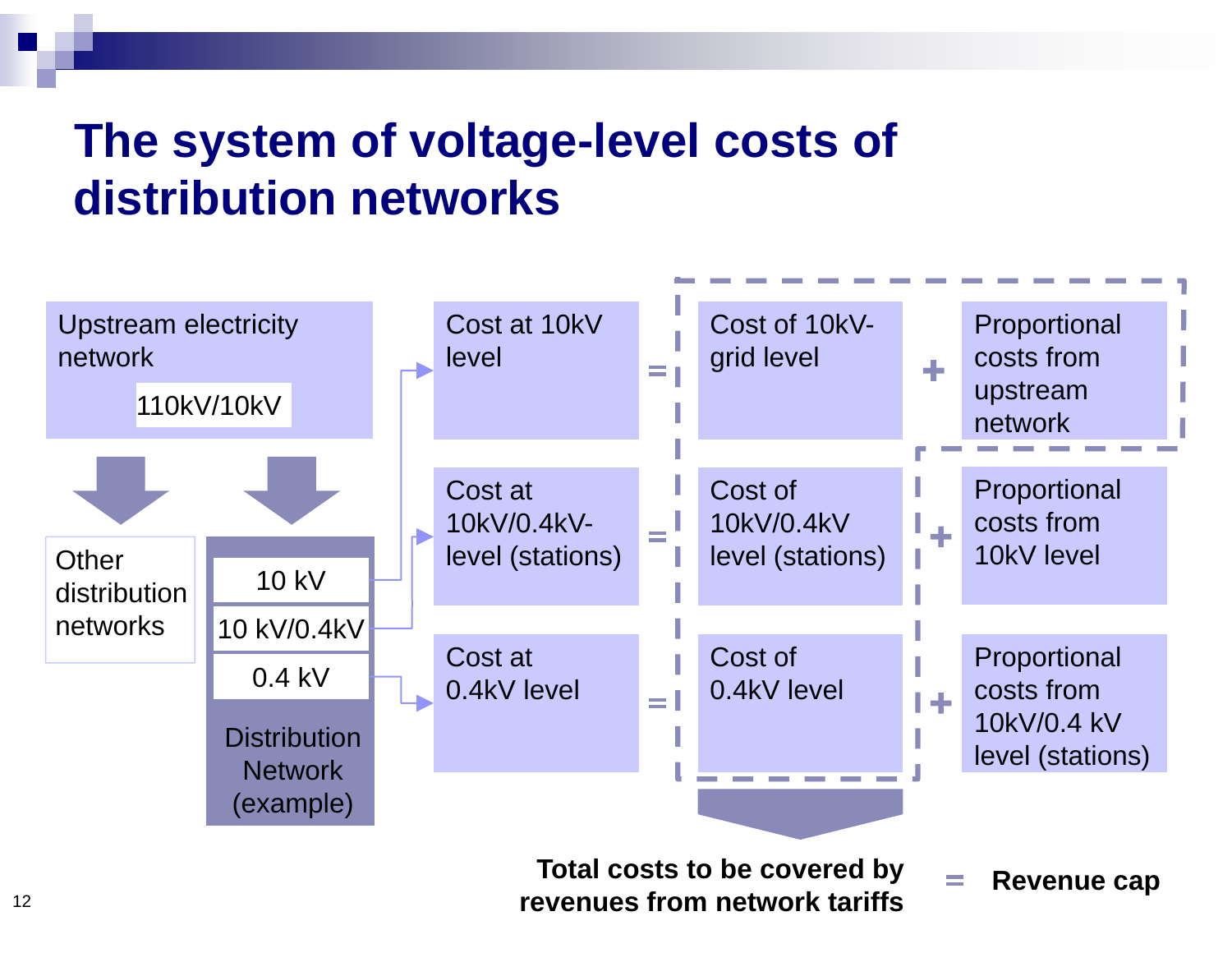# The system of voltage-level costs of distribution networks

Upstream electricity network

110kV/10kV

Other distribution networks

Distribution Network (example)

- 10 kV
- 10 kV/0.4kV
- 0.4 kV

| | | | | |
|---|---|---|---|---|
| Cost at 10kV level | = | Cost of 10kV-grid level | + | Proportional costs from upstream network |
| Cost at 10kV/0.4kV-level (stations) | = | Cost of 10kV/0.4kV level (stations) | + | Proportional costs from 10kV level |
| Cost at 0.4kV level | = | Cost of 0.4kV level | + | Proportional costs from 10kV/0.4 kV level (stations) |

**Total costs to be covered by revenues from network tariffs** = **Revenue cap**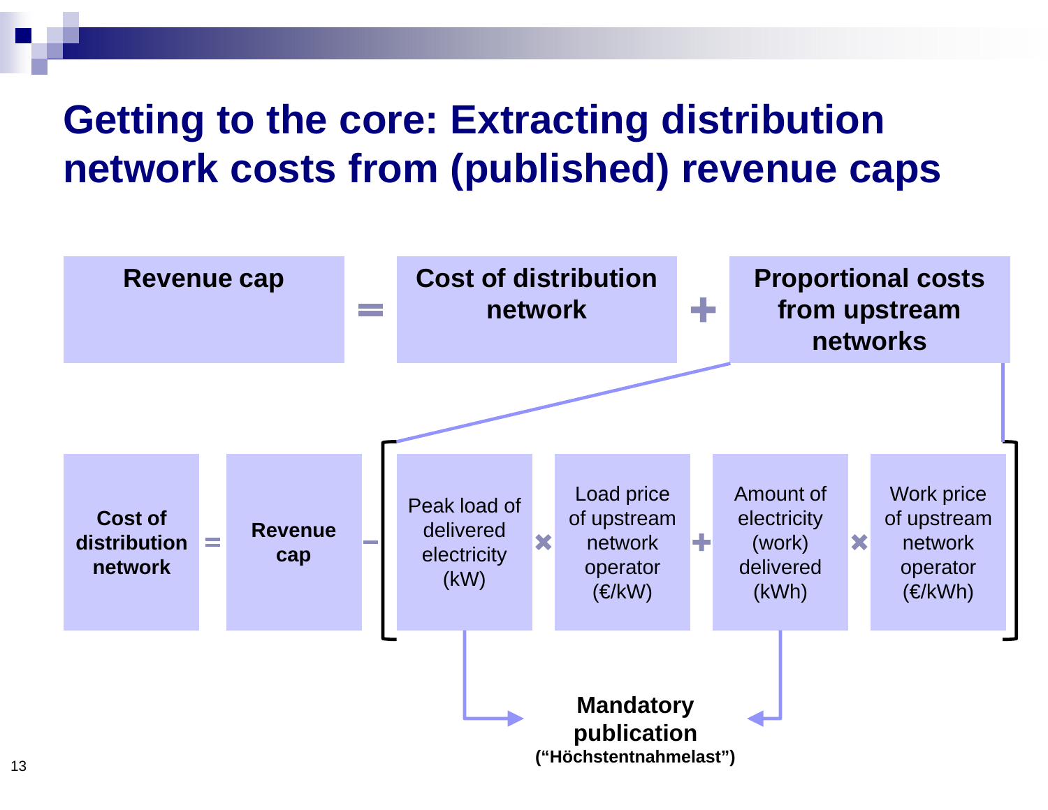# Getting to the core: Extracting distribution network costs from (published) revenue caps

**Revenue cap** = **Cost of distribution network** + **Proportional costs from upstream networks**

**Cost of distribution network** = **Revenue cap** − [ Peak load of delivered electricity (kW) × Load price of upstream network operator (€/kW) + Amount of electricity (work) delivered (kWh) × Work price of upstream network operator (€/kWh) ]

Peak load of delivered electricity (kW) and Amount of electricity (work) delivered (kWh) → **Mandatory publication** **("Höchstentnahmelast")**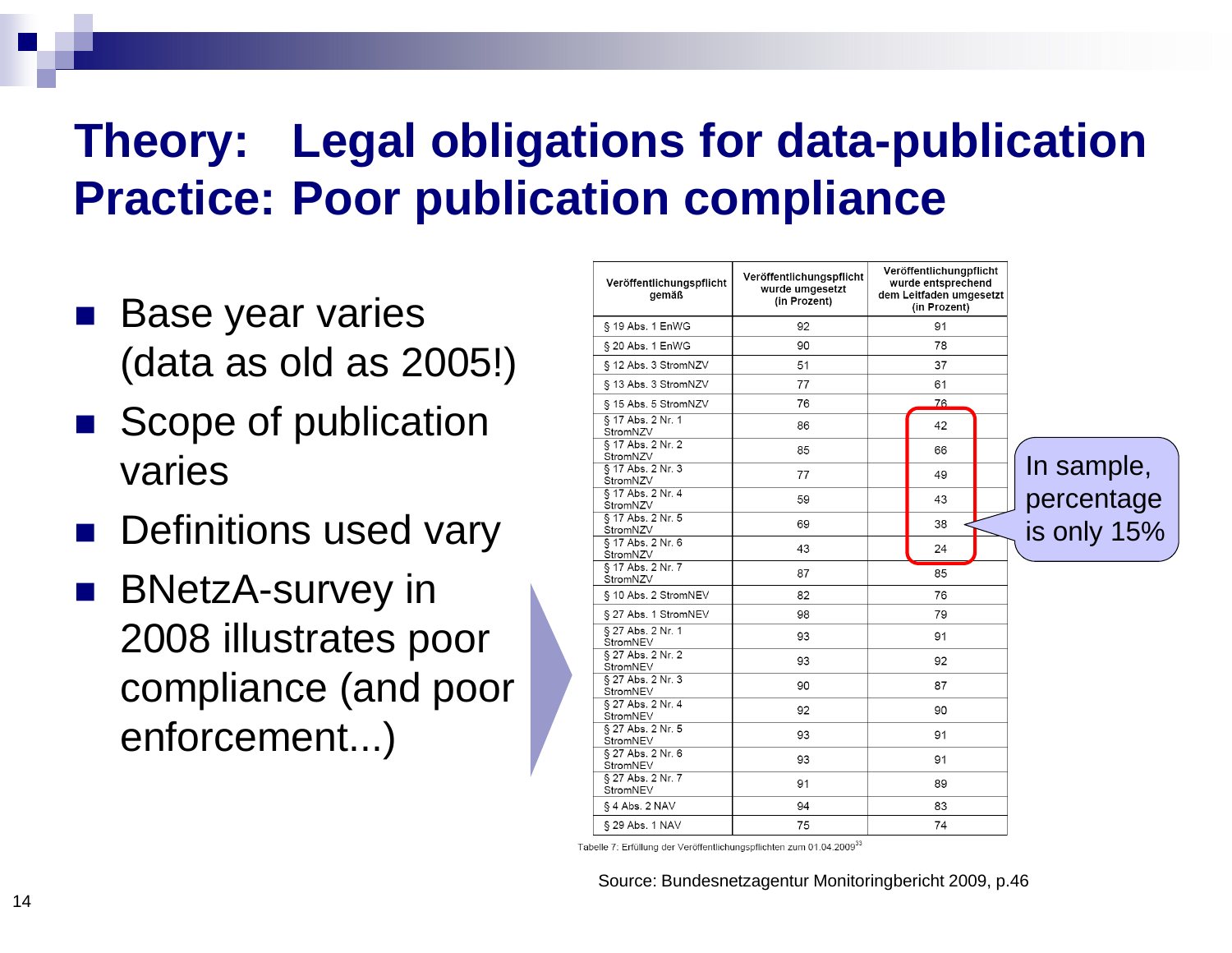# Theory: Legal obligations for data-publication
# Practice: Poor publication compliance

- Base year varies (data as old as 2005!)
- Scope of publication varies
- Definitions used vary
- BNetzA-survey in 2008 illustrates poor compliance (and poor enforcement...)

| Veröffentlichungspflicht gemäß | Veröffentlichungspflicht wurde umgesetzt (in Prozent) | Veröffentlichungpflicht wurde entsprechend dem Leitfaden umgesetzt (in Prozent) |
|---|---|---|
| § 19 Abs. 1 EnWG | 92 | 91 |
| § 20 Abs. 1 EnWG | 90 | 78 |
| § 12 Abs. 3 StromNZV | 51 | 37 |
| § 13 Abs. 3 StromNZV | 77 | 61 |
| § 15 Abs. 5 StromNZV | 76 | 76 |
| § 17 Abs. 2 Nr. 1 StromNZV | 86 | 42 |
| § 17 Abs. 2 Nr. 2 StromNZV | 85 | 66 |
| § 17 Abs. 2 Nr. 3 StromNZV | 77 | 49 |
| § 17 Abs. 2 Nr. 4 StromNZV | 59 | 43 |
| § 17 Abs. 2 Nr. 5 StromNZV | 69 | 38 |
| § 17 Abs. 2 Nr. 6 StromNZV | 43 | 24 |
| § 17 Abs. 2 Nr. 7 StromNZV | 87 | 85 |
| § 10 Abs. 2 StromNEV | 82 | 76 |
| § 27 Abs. 1 StromNEV | 98 | 79 |
| § 27 Abs. 2 Nr. 1 StromNEV | 93 | 91 |
| § 27 Abs. 2 Nr. 2 StromNEV | 93 | 92 |
| § 27 Abs. 2 Nr. 3 StromNEV | 90 | 87 |
| § 27 Abs. 2 Nr. 4 StromNEV | 92 | 90 |
| § 27 Abs. 2 Nr. 5 StromNEV | 93 | 91 |
| § 27 Abs. 2 Nr. 6 StromNEV | 93 | 91 |
| § 27 Abs. 2 Nr. 7 StromNEV | 91 | 89 |
| § 4 Abs. 2 NAV | 94 | 83 |
| § 29 Abs. 1 NAV | 75 | 74 |

Tabelle 7: Erfüllung der Veröffentlichungspflichten zum 01.04.2009[33]

In sample, percentage is only 15%

Source: Bundesnetzagentur Monitoringbericht 2009, p.46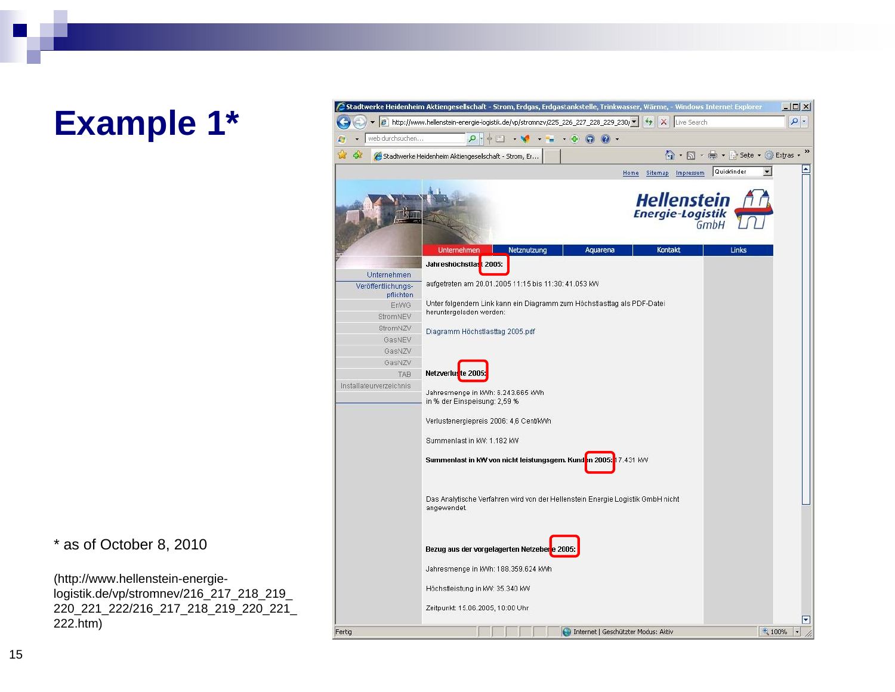# Example 1*

Stadtwerke Heidenheim Aktiengesellschaft - Strom, Erdgas, Erdgastankstelle, Trinkwasser, Wärme, - Windows Internet Explorer

http://www.hellenstein-energie-logistik.de/vp/stromnzv/225_226_227_228_229_230

Home Sitemap Impressum

Hellenstein Energie-Logistik GmbH

Unternehmen | Netznutzung | Aquarena | Kontakt | Links

Unternehmen
Veröffentlichungspflichten
EnWG
StromNEV
StromNZV
GasNEV
GasNZV
GasNZV
TAB
Installateurverzeichnis

**Jahreshöchstlast 2005:**

aufgetreten am 20.01.2005 11:15 bis 11:30: 41.053 kW

Unter folgendem Link kann ein Diagramm zum Höchstlasttag als PDF-Datei heruntergeladen werden:

Diagramm Höchstlasttag 2005.pdf

**Netzverluste 2005:**

Jahresmenge in kWh: 6.243.665 kWh
in % der Einspeisung: 2,59 %

Verlustenergiepreis 2006: 4,6 Cent/kWh

Summenlast in kW: 1.182 kW

**Summenlast in kW von nicht leistungsgem. Kunden 2005:** 17.431 kW

Das Analytische Verfahren wird von der Hellenstein Energie Logistik GmbH nicht angewendet.

**Bezug aus der vorgelagerten Netzebene 2005:**

Jahresmenge in kWh: 188.359.624 kWh

Höchstleistung in kW: 35.340 kW

Zeitpunkt: 15.06.2005, 10:00 Uhr

\* as of October 8, 2010

(http://www.hellenstein-energie-logistik.de/vp/stromnev/216_217_218_219_220_221_222/216_217_218_219_220_221_222.htm)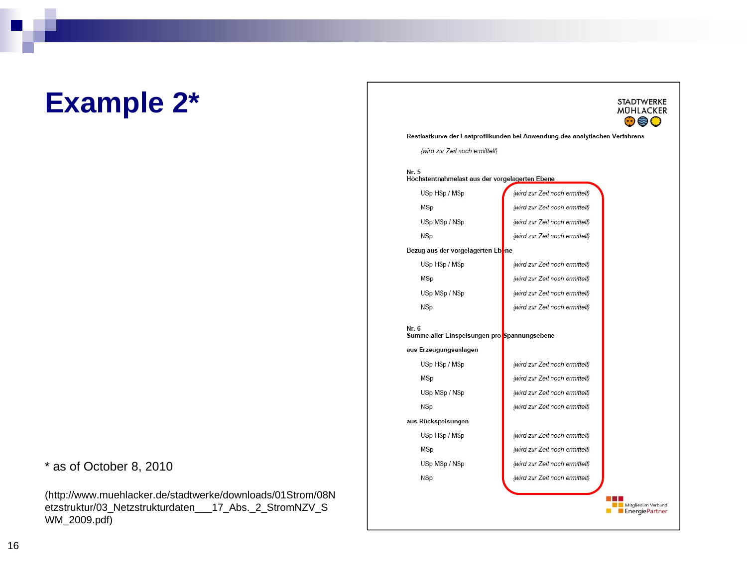# Example 2*

STADTWERKE MÜHLACKER

Restlastkurve der Lastprofilkunden bei Anwendung des analytischen Verfahrens

{wird zur Zeit noch ermittelt}

**Nr. 5**
**Höchstentnahmelast aus der vorgelagerten Ebene**

| | |
|---|---|
| USp HSp / MSp | {wird zur Zeit noch ermittelt} |
| MSp | {wird zur Zeit noch ermittelt} |
| USp MSp / NSp | {wird zur Zeit noch ermittelt} |
| NSp | {wird zur Zeit noch ermittelt} |

**Bezug aus der vorgelagerten Ebene**

| | |
|---|---|
| USp HSp / MSp | {wird zur Zeit noch ermittelt} |
| MSp | {wird zur Zeit noch ermittelt} |
| USp MSp / NSp | {wird zur Zeit noch ermittelt} |
| NSp | {wird zur Zeit noch ermittelt} |

**Nr. 6**
**Summe aller Einspeisungen pro Spannungsebene**

**aus Erzeugungsanlagen**

| | |
|---|---|
| USp HSp / MSp | {wird zur Zeit noch ermittelt} |
| MSp | {wird zur Zeit noch ermittelt} |
| USp MSp / NSp | {wird zur Zeit noch ermittelt} |
| NSp | {wird zur Zeit noch ermittelt} |

**aus Rückspeisungen**

| | |
|---|---|
| USp HSp / MSp | {wird zur Zeit noch ermittelt} |
| MSp | {wird zur Zeit noch ermittelt} |
| USp MSp / NSp | {wird zur Zeit noch ermittelt} |
| NSp | {wird zur Zeit noch ermittelt} |

Mitglied im Verbund EnergiePartner

* as of October 8, 2010

(http://www.muehlacker.de/stadtwerke/downloads/01Strom/08Netzstruktur/03_Netzstrukturdaten___17_Abs._2_StromNZV_SWM_2009.pdf)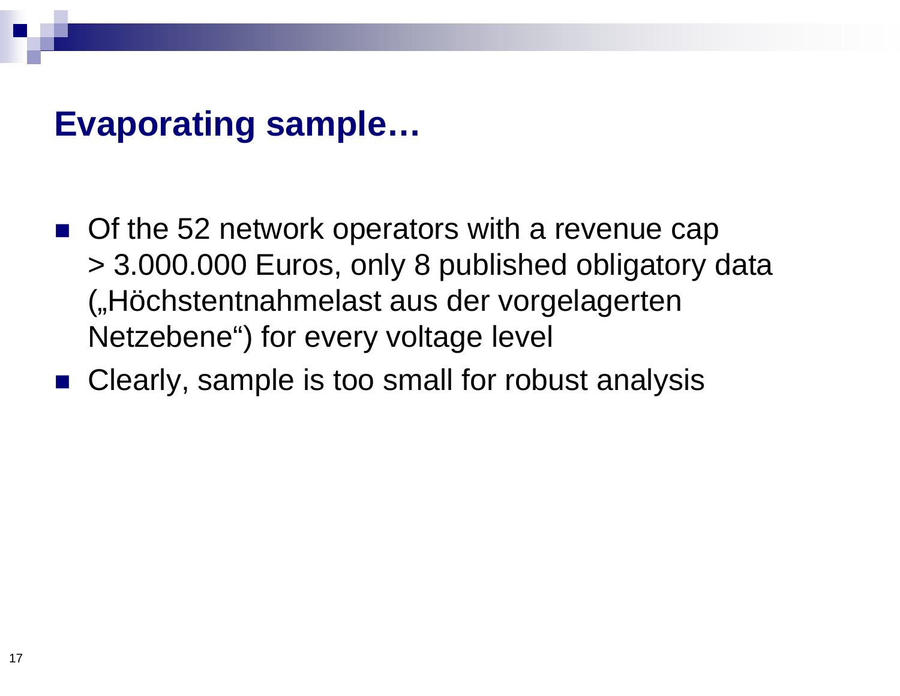# Evaporating sample…

- Of the 52 network operators with a revenue cap > 3.000.000 Euros, only 8 published obligatory data („Höchstentnahmelast aus der vorgelagerten Netzebene“) for every voltage level
- Clearly, sample is too small for robust analysis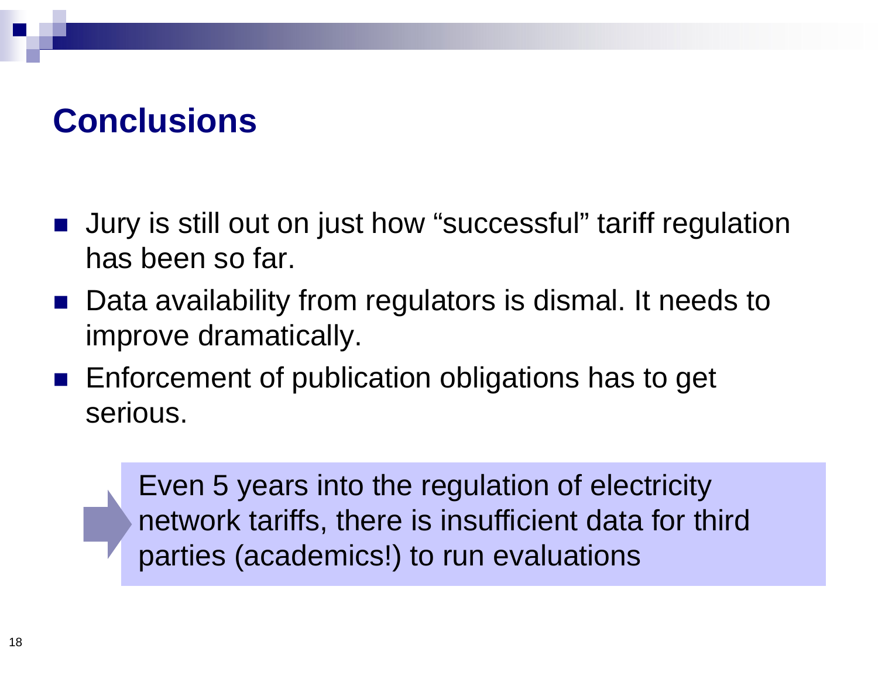# Conclusions

- Jury is still out on just how "successful" tariff regulation has been so far.
- Data availability from regulators is dismal. It needs to improve dramatically.
- Enforcement of publication obligations has to get serious.

> Even 5 years into the regulation of electricity network tariffs, there is insufficient data for third parties (academics!) to run evaluations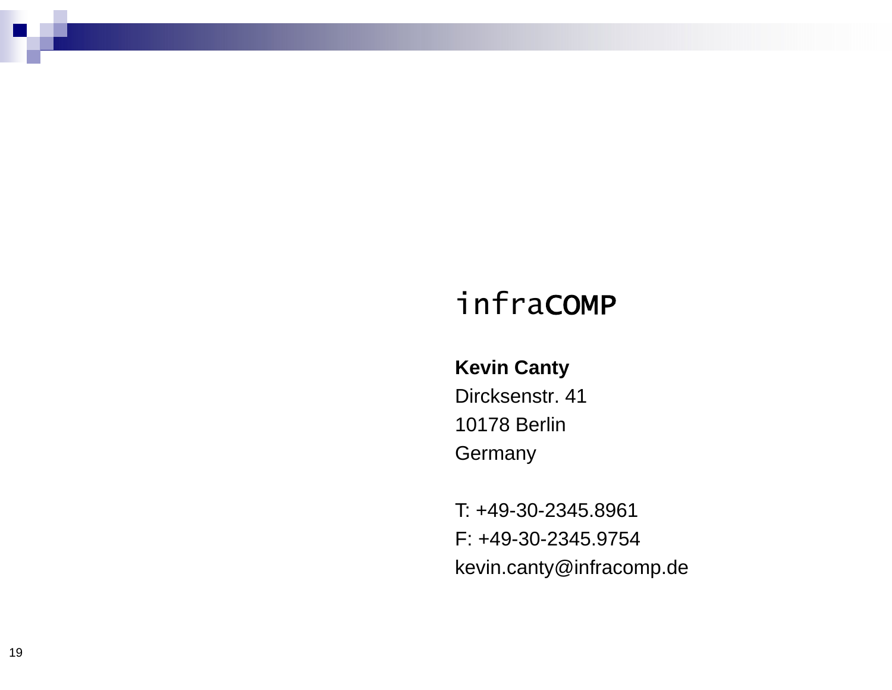infraCOMP

**Kevin Canty**
Dircksenstr. 41
10178 Berlin
Germany

T: +49-30-2345.8961
F: +49-30-2345.9754
kevin.canty@infracomp.de